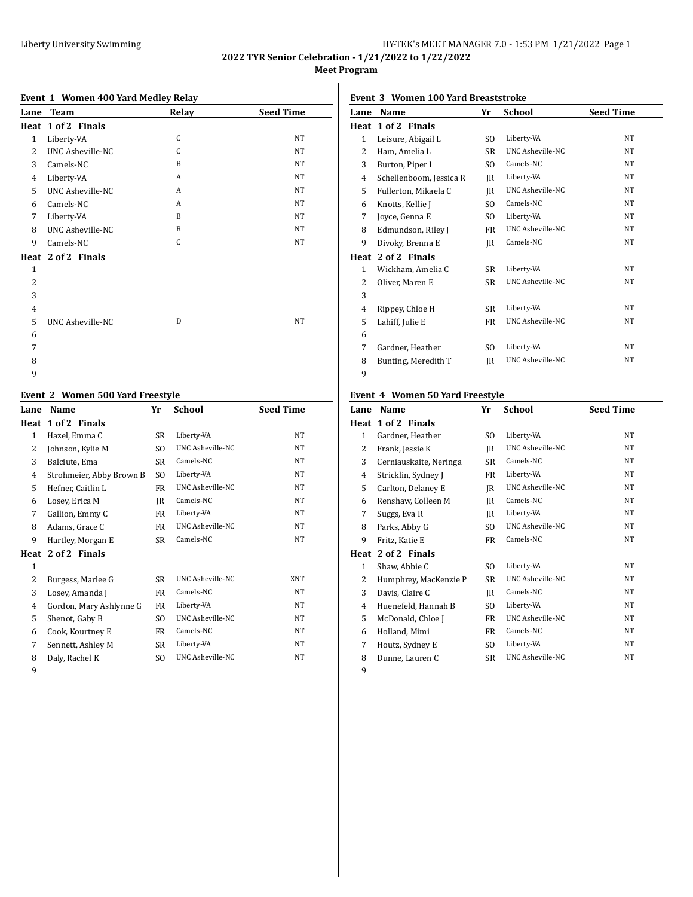## 2022 TYR Senior Celebration - 1/21/2022 to 1/22/2022

### Meet Program

#### Event 1 Women 400 Yard Medley Relay

| Lane | Team | Relay | Seed Time |
|---|---|---|---|
| **Heat 1 of 2 Finals** | | | |
| 1 | Liberty-VA | C | NT |
| 2 | UNC Asheville-NC | C | NT |
| 3 | Camels-NC | B | NT |
| 4 | Liberty-VA | A | NT |
| 5 | UNC Asheville-NC | A | NT |
| 6 | Camels-NC | A | NT |
| 7 | Liberty-VA | B | NT |
| 8 | UNC Asheville-NC | B | NT |
| 9 | Camels-NC | C | NT |
| **Heat 2 of 2 Finals** | | | |
| 1 | | | |
| 2 | | | |
| 3 | | | |
| 4 | | | |
| 5 | UNC Asheville-NC | D | NT |
| 6 | | | |
| 7 | | | |
| 8 | | | |
| 9 | | | |

#### Event 2 Women 500 Yard Freestyle

| Lane | Name | Yr | School | Seed Time |
|---|---|---|---|---|
| **Heat 1 of 2 Finals** | | | | |
| 1 | Hazel, Emma C | SR | Liberty-VA | NT |
| 2 | Johnson, Kylie M | SO | UNC Asheville-NC | NT |
| 3 | Balciute, Ema | SR | Camels-NC | NT |
| 4 | Strohmeier, Abby Brown B | SO | Liberty-VA | NT |
| 5 | Hefner, Caitlin L | FR | UNC Asheville-NC | NT |
| 6 | Losey, Erica M | JR | Camels-NC | NT |
| 7 | Gallion, Emmy C | FR | Liberty-VA | NT |
| 8 | Adams, Grace C | FR | UNC Asheville-NC | NT |
| 9 | Hartley, Morgan E | SR | Camels-NC | NT |
| **Heat 2 of 2 Finals** | | | | |
| 1 | | | | |
| 2 | Burgess, Marlee G | SR | UNC Asheville-NC | XNT |
| 3 | Losey, Amanda J | FR | Camels-NC | NT |
| 4 | Gordon, Mary Ashlynne G | FR | Liberty-VA | NT |
| 5 | Shenot, Gaby B | SO | UNC Asheville-NC | NT |
| 6 | Cook, Kourtney E | FR | Camels-NC | NT |
| 7 | Sennett, Ashley M | SR | Liberty-VA | NT |
| 8 | Daly, Rachel K | SO | UNC Asheville-NC | NT |
| 9 | | | | |

#### Event 3 Women 100 Yard Breaststroke

| Lane | Name | Yr | School | Seed Time |
|---|---|---|---|---|
| **Heat 1 of 2 Finals** | | | | |
| 1 | Leisure, Abigail L | SO | Liberty-VA | NT |
| 2 | Ham, Amelia L | SR | UNC Asheville-NC | NT |
| 3 | Burton, Piper I | SO | Camels-NC | NT |
| 4 | Schellenboom, Jessica R | JR | Liberty-VA | NT |
| 5 | Fullerton, Mikaela C | JR | UNC Asheville-NC | NT |
| 6 | Knotts, Kellie J | SO | Camels-NC | NT |
| 7 | Joyce, Genna E | SO | Liberty-VA | NT |
| 8 | Edmundson, Riley J | FR | UNC Asheville-NC | NT |
| 9 | Divoky, Brenna E | JR | Camels-NC | NT |
| **Heat 2 of 2 Finals** | | | | |
| 1 | Wickham, Amelia C | SR | Liberty-VA | NT |
| 2 | Oliver, Maren E | SR | UNC Asheville-NC | NT |
| 3 | | | | |
| 4 | Rippey, Chloe H | SR | Liberty-VA | NT |
| 5 | Lahiff, Julie E | FR | UNC Asheville-NC | NT |
| 6 | | | | |
| 7 | Gardner, Heather | SO | Liberty-VA | NT |
| 8 | Bunting, Meredith T | JR | UNC Asheville-NC | NT |
| 9 | | | | |

#### Event 4 Women 50 Yard Freestyle

| Lane | Name | Yr | School | Seed Time |
|---|---|---|---|---|
| **Heat 1 of 2 Finals** | | | | |
| 1 | Gardner, Heather | SO | Liberty-VA | NT |
| 2 | Frank, Jessie K | JR | UNC Asheville-NC | NT |
| 3 | Cerniauskaite, Neringa | SR | Camels-NC | NT |
| 4 | Stricklin, Sydney J | FR | Liberty-VA | NT |
| 5 | Carlton, Delaney E | JR | UNC Asheville-NC | NT |
| 6 | Renshaw, Colleen M | JR | Camels-NC | NT |
| 7 | Suggs, Eva R | JR | Liberty-VA | NT |
| 8 | Parks, Abby G | SO | UNC Asheville-NC | NT |
| 9 | Fritz, Katie E | FR | Camels-NC | NT |
| **Heat 2 of 2 Finals** | | | | |
| 1 | Shaw, Abbie C | SO | Liberty-VA | NT |
| 2 | Humphrey, MacKenzie P | SR | UNC Asheville-NC | NT |
| 3 | Davis, Claire C | JR | Camels-NC | NT |
| 4 | Huenefeld, Hannah B | SO | Liberty-VA | NT |
| 5 | McDonald, Chloe J | FR | UNC Asheville-NC | NT |
| 6 | Holland, Mimi | FR | Camels-NC | NT |
| 7 | Houtz, Sydney E | SO | Liberty-VA | NT |
| 8 | Dunne, Lauren C | SR | UNC Asheville-NC | NT |
| 9 | | | | |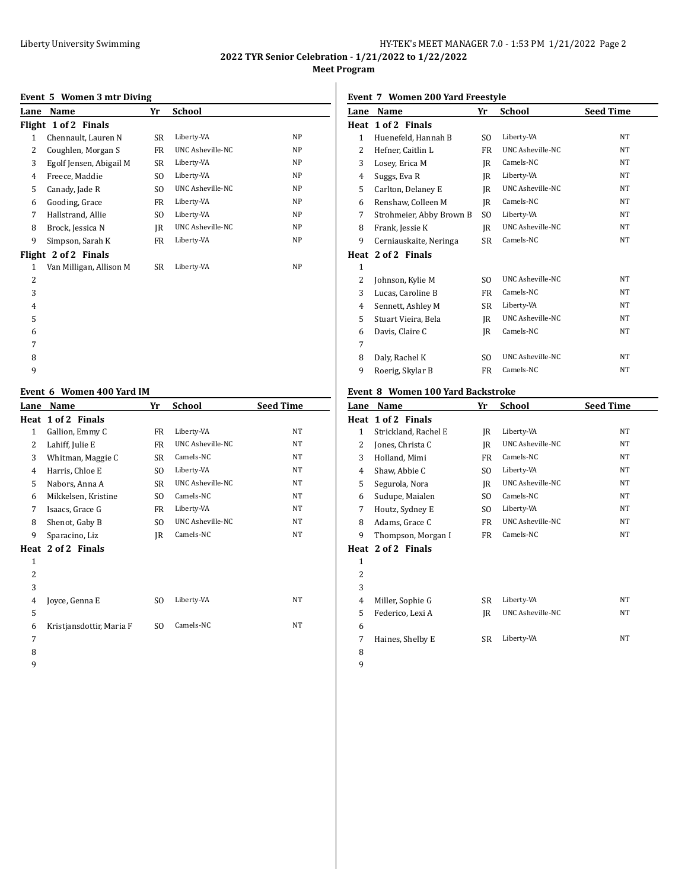## 2022 TYR Senior Celebration - 1/21/2022 to 1/22/2022

### Meet Program

**Event 5 Women 3 mtr Diving**

| Lane | Name | Yr | School | |
|---|---|---|---|---|
| **Flight 1 of 2 Finals** | | | | |
| 1 | Chennault, Lauren N | SR | Liberty-VA | NP |
| 2 | Coughlen, Morgan S | FR | UNC Asheville-NC | NP |
| 3 | Egolf Jensen, Abigail M | SR | Liberty-VA | NP |
| 4 | Freece, Maddie | SO | Liberty-VA | NP |
| 5 | Canady, Jade R | SO | UNC Asheville-NC | NP |
| 6 | Gooding, Grace | FR | Liberty-VA | NP |
| 7 | Hallstrand, Allie | SO | Liberty-VA | NP |
| 8 | Brock, Jessica N | JR | UNC Asheville-NC | NP |
| 9 | Simpson, Sarah K | FR | Liberty-VA | NP |
| **Flight 2 of 2 Finals** | | | | |
| 1 | Van Milligan, Allison M | SR | Liberty-VA | NP |
| 2 | | | | |
| 3 | | | | |
| 4 | | | | |
| 5 | | | | |
| 6 | | | | |
| 7 | | | | |
| 8 | | | | |
| 9 | | | | |

**Event 6 Women 400 Yard IM**

| Lane | Name | Yr | School | Seed Time |
|---|---|---|---|---|
| **Heat 1 of 2 Finals** | | | | |
| 1 | Gallion, Emmy C | FR | Liberty-VA | NT |
| 2 | Lahiff, Julie E | FR | UNC Asheville-NC | NT |
| 3 | Whitman, Maggie C | SR | Camels-NC | NT |
| 4 | Harris, Chloe E | SO | Liberty-VA | NT |
| 5 | Nabors, Anna A | SR | UNC Asheville-NC | NT |
| 6 | Mikkelsen, Kristine | SO | Camels-NC | NT |
| 7 | Isaacs, Grace G | FR | Liberty-VA | NT |
| 8 | Shenot, Gaby B | SO | UNC Asheville-NC | NT |
| 9 | Sparacino, Liz | JR | Camels-NC | NT |
| **Heat 2 of 2 Finals** | | | | |
| 1 | | | | |
| 2 | | | | |
| 3 | | | | |
| 4 | Joyce, Genna E | SO | Liberty-VA | NT |
| 5 | | | | |
| 6 | Kristjansdottir, Maria F | SO | Camels-NC | NT |
| 7 | | | | |
| 8 | | | | |
| 9 | | | | |

**Event 7 Women 200 Yard Freestyle**

| Lane | Name | Yr | School | Seed Time |
|---|---|---|---|---|
| **Heat 1 of 2 Finals** | | | | |
| 1 | Huenefeld, Hannah B | SO | Liberty-VA | NT |
| 2 | Hefner, Caitlin L | FR | UNC Asheville-NC | NT |
| 3 | Losey, Erica M | JR | Camels-NC | NT |
| 4 | Suggs, Eva R | JR | Liberty-VA | NT |
| 5 | Carlton, Delaney E | JR | UNC Asheville-NC | NT |
| 6 | Renshaw, Colleen M | JR | Camels-NC | NT |
| 7 | Strohmeier, Abby Brown B | SO | Liberty-VA | NT |
| 8 | Frank, Jessie K | JR | UNC Asheville-NC | NT |
| 9 | Cerniauskaite, Neringa | SR | Camels-NC | NT |
| **Heat 2 of 2 Finals** | | | | |
| 1 | | | | |
| 2 | Johnson, Kylie M | SO | UNC Asheville-NC | NT |
| 3 | Lucas, Caroline B | FR | Camels-NC | NT |
| 4 | Sennett, Ashley M | SR | Liberty-VA | NT |
| 5 | Stuart Vieira, Bela | JR | UNC Asheville-NC | NT |
| 6 | Davis, Claire C | JR | Camels-NC | NT |
| 7 | | | | |
| 8 | Daly, Rachel K | SO | UNC Asheville-NC | NT |
| 9 | Roerig, Skylar B | FR | Camels-NC | NT |

**Event 8 Women 100 Yard Backstroke**

| Lane | Name | Yr | School | Seed Time |
|---|---|---|---|---|
| **Heat 1 of 2 Finals** | | | | |
| 1 | Strickland, Rachel E | JR | Liberty-VA | NT |
| 2 | Jones, Christa C | JR | UNC Asheville-NC | NT |
| 3 | Holland, Mimi | FR | Camels-NC | NT |
| 4 | Shaw, Abbie C | SO | Liberty-VA | NT |
| 5 | Segurola, Nora | JR | UNC Asheville-NC | NT |
| 6 | Sudupe, Maialen | SO | Camels-NC | NT |
| 7 | Houtz, Sydney E | SO | Liberty-VA | NT |
| 8 | Adams, Grace C | FR | UNC Asheville-NC | NT |
| 9 | Thompson, Morgan I | FR | Camels-NC | NT |
| **Heat 2 of 2 Finals** | | | | |
| 1 | | | | |
| 2 | | | | |
| 3 | | | | |
| 4 | Miller, Sophie G | SR | Liberty-VA | NT |
| 5 | Federico, Lexi A | JR | UNC Asheville-NC | NT |
| 6 | | | | |
| 7 | Haines, Shelby E | SR | Liberty-VA | NT |
| 8 | | | | |
| 9 | | | | |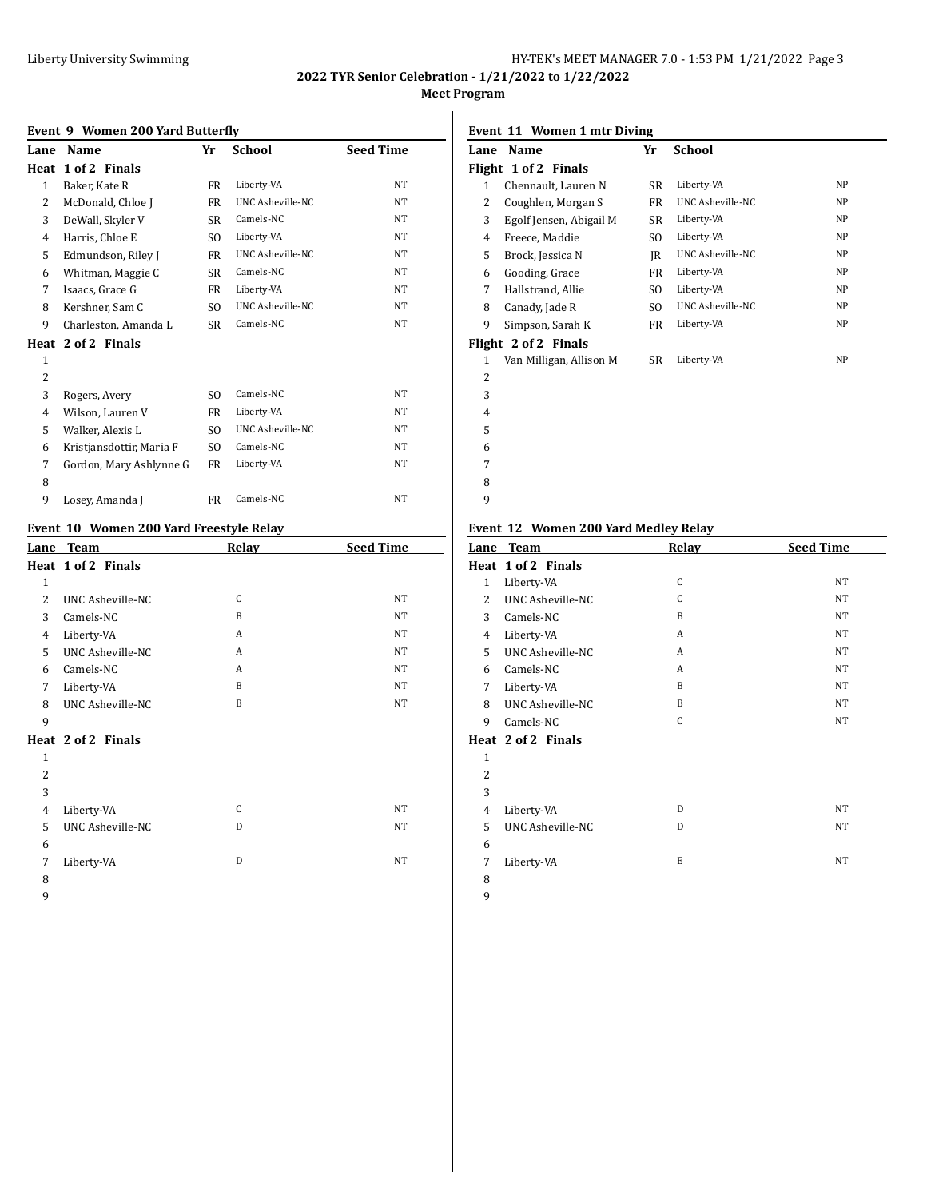# 2022 TYR Senior Celebration - 1/21/2022 to 1/22/2022

## Meet Program

### Event 9 Women 200 Yard Butterfly

| Lane | Name | Yr | School | Seed Time |
|---|---|---|---|---|
| **Heat 1 of 2 Finals** | | | | |
| 1 | Baker, Kate R | FR | Liberty-VA | NT |
| 2 | McDonald, Chloe J | FR | UNC Asheville-NC | NT |
| 3 | DeWall, Skyler V | SR | Camels-NC | NT |
| 4 | Harris, Chloe E | SO | Liberty-VA | NT |
| 5 | Edmundson, Riley J | FR | UNC Asheville-NC | NT |
| 6 | Whitman, Maggie C | SR | Camels-NC | NT |
| 7 | Isaacs, Grace G | FR | Liberty-VA | NT |
| 8 | Kershner, Sam C | SO | UNC Asheville-NC | NT |
| 9 | Charleston, Amanda L | SR | Camels-NC | NT |
| **Heat 2 of 2 Finals** | | | | |
| 1 | | | | |
| 2 | | | | |
| 3 | Rogers, Avery | SO | Camels-NC | NT |
| 4 | Wilson, Lauren V | FR | Liberty-VA | NT |
| 5 | Walker, Alexis L | SO | UNC Asheville-NC | NT |
| 6 | Kristjansdottir, Maria F | SO | Camels-NC | NT |
| 7 | Gordon, Mary Ashlynne G | FR | Liberty-VA | NT |
| 8 | | | | |
| 9 | Losey, Amanda J | FR | Camels-NC | NT |

### Event 10 Women 200 Yard Freestyle Relay

| Lane | Team | Relay | Seed Time |
|---|---|---|---|
| **Heat 1 of 2 Finals** | | | |
| 1 | | | |
| 2 | UNC Asheville-NC | C | NT |
| 3 | Camels-NC | B | NT |
| 4 | Liberty-VA | A | NT |
| 5 | UNC Asheville-NC | A | NT |
| 6 | Camels-NC | A | NT |
| 7 | Liberty-VA | B | NT |
| 8 | UNC Asheville-NC | B | NT |
| 9 | | | |
| **Heat 2 of 2 Finals** | | | |
| 1 | | | |
| 2 | | | |
| 3 | | | |
| 4 | Liberty-VA | C | NT |
| 5 | UNC Asheville-NC | D | NT |
| 6 | | | |
| 7 | Liberty-VA | D | NT |
| 8 | | | |
| 9 | | | |

### Event 11 Women 1 mtr Diving

| Lane | Name | Yr | School | |
|---|---|---|---|---|
| **Flight 1 of 2 Finals** | | | | |
| 1 | Chennault, Lauren N | SR | Liberty-VA | NP |
| 2 | Coughlen, Morgan S | FR | UNC Asheville-NC | NP |
| 3 | Egolf Jensen, Abigail M | SR | Liberty-VA | NP |
| 4 | Freece, Maddie | SO | Liberty-VA | NP |
| 5 | Brock, Jessica N | JR | UNC Asheville-NC | NP |
| 6 | Gooding, Grace | FR | Liberty-VA | NP |
| 7 | Hallstrand, Allie | SO | Liberty-VA | NP |
| 8 | Canady, Jade R | SO | UNC Asheville-NC | NP |
| 9 | Simpson, Sarah K | FR | Liberty-VA | NP |
| **Flight 2 of 2 Finals** | | | | |
| 1 | Van Milligan, Allison M | SR | Liberty-VA | NP |
| 2 | | | | |
| 3 | | | | |
| 4 | | | | |
| 5 | | | | |
| 6 | | | | |
| 7 | | | | |
| 8 | | | | |
| 9 | | | | |

### Event 12 Women 200 Yard Medley Relay

| Lane | Team | Relay | Seed Time |
|---|---|---|---|
| **Heat 1 of 2 Finals** | | | |
| 1 | Liberty-VA | C | NT |
| 2 | UNC Asheville-NC | C | NT |
| 3 | Camels-NC | B | NT |
| 4 | Liberty-VA | A | NT |
| 5 | UNC Asheville-NC | A | NT |
| 6 | Camels-NC | A | NT |
| 7 | Liberty-VA | B | NT |
| 8 | UNC Asheville-NC | B | NT |
| 9 | Camels-NC | C | NT |
| **Heat 2 of 2 Finals** | | | |
| 1 | | | |
| 2 | | | |
| 3 | | | |
| 4 | Liberty-VA | D | NT |
| 5 | UNC Asheville-NC | D | NT |
| 6 | | | |
| 7 | Liberty-VA | E | NT |
| 8 | | | |
| 9 | | | |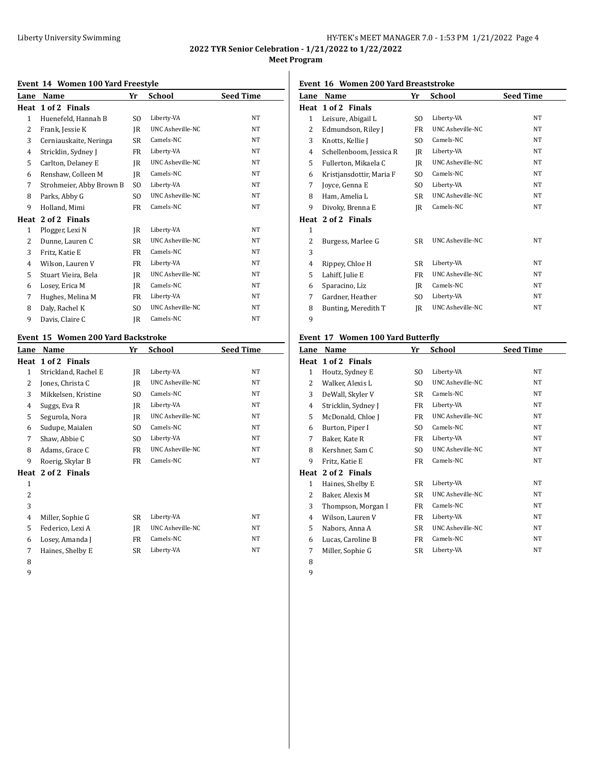## 2022 TYR Senior Celebration - 1/21/2022 to 1/22/2022

### Meet Program

#### Event 14 Women 100 Yard Freestyle

| Lane | Name | Yr | School | Seed Time |
|---|---|---|---|---|
| **Heat 1 of 2 Finals** | | | | |
| 1 | Huenefeld, Hannah B | SO | Liberty-VA | NT |
| 2 | Frank, Jessie K | JR | UNC Asheville-NC | NT |
| 3 | Cerniauskaite, Neringa | SR | Camels-NC | NT |
| 4 | Stricklin, Sydney J | FR | Liberty-VA | NT |
| 5 | Carlton, Delaney E | JR | UNC Asheville-NC | NT |
| 6 | Renshaw, Colleen M | JR | Camels-NC | NT |
| 7 | Strohmeier, Abby Brown B | SO | Liberty-VA | NT |
| 8 | Parks, Abby G | SO | UNC Asheville-NC | NT |
| 9 | Holland, Mimi | FR | Camels-NC | NT |
| **Heat 2 of 2 Finals** | | | | |
| 1 | Plogger, Lexi N | JR | Liberty-VA | NT |
| 2 | Dunne, Lauren C | SR | UNC Asheville-NC | NT |
| 3 | Fritz, Katie E | FR | Camels-NC | NT |
| 4 | Wilson, Lauren V | FR | Liberty-VA | NT |
| 5 | Stuart Vieira, Bela | JR | UNC Asheville-NC | NT |
| 6 | Losey, Erica M | JR | Camels-NC | NT |
| 7 | Hughes, Melina M | FR | Liberty-VA | NT |
| 8 | Daly, Rachel K | SO | UNC Asheville-NC | NT |
| 9 | Davis, Claire C | JR | Camels-NC | NT |

#### Event 15 Women 200 Yard Backstroke

| Lane | Name | Yr | School | Seed Time |
|---|---|---|---|---|
| **Heat 1 of 2 Finals** | | | | |
| 1 | Strickland, Rachel E | JR | Liberty-VA | NT |
| 2 | Jones, Christa C | JR | UNC Asheville-NC | NT |
| 3 | Mikkelsen, Kristine | SO | Camels-NC | NT |
| 4 | Suggs, Eva R | JR | Liberty-VA | NT |
| 5 | Segurola, Nora | JR | UNC Asheville-NC | NT |
| 6 | Sudupe, Maialen | SO | Camels-NC | NT |
| 7 | Shaw, Abbie C | SO | Liberty-VA | NT |
| 8 | Adams, Grace C | FR | UNC Asheville-NC | NT |
| 9 | Roerig, Skylar B | FR | Camels-NC | NT |
| **Heat 2 of 2 Finals** | | | | |
| 1 | | | | |
| 2 | | | | |
| 3 | | | | |
| 4 | Miller, Sophie G | SR | Liberty-VA | NT |
| 5 | Federico, Lexi A | JR | UNC Asheville-NC | NT |
| 6 | Losey, Amanda J | FR | Camels-NC | NT |
| 7 | Haines, Shelby E | SR | Liberty-VA | NT |
| 8 | | | | |
| 9 | | | | |

#### Event 16 Women 200 Yard Breaststroke

| Lane | Name | Yr | School | Seed Time |
|---|---|---|---|---|
| **Heat 1 of 2 Finals** | | | | |
| 1 | Leisure, Abigail L | SO | Liberty-VA | NT |
| 2 | Edmundson, Riley J | FR | UNC Asheville-NC | NT |
| 3 | Knotts, Kellie J | SO | Camels-NC | NT |
| 4 | Schellenboom, Jessica R | JR | Liberty-VA | NT |
| 5 | Fullerton, Mikaela C | JR | UNC Asheville-NC | NT |
| 6 | Kristjansdottir, Maria F | SO | Camels-NC | NT |
| 7 | Joyce, Genna E | SO | Liberty-VA | NT |
| 8 | Ham, Amelia L | SR | UNC Asheville-NC | NT |
| 9 | Divoky, Brenna E | JR | Camels-NC | NT |
| **Heat 2 of 2 Finals** | | | | |
| 1 | | | | |
| 2 | Burgess, Marlee G | SR | UNC Asheville-NC | NT |
| 3 | | | | |
| 4 | Rippey, Chloe H | SR | Liberty-VA | NT |
| 5 | Lahiff, Julie E | FR | UNC Asheville-NC | NT |
| 6 | Sparacino, Liz | JR | Camels-NC | NT |
| 7 | Gardner, Heather | SO | Liberty-VA | NT |
| 8 | Bunting, Meredith T | JR | UNC Asheville-NC | NT |
| 9 | | | | |

#### Event 17 Women 100 Yard Butterfly

| Lane | Name | Yr | School | Seed Time |
|---|---|---|---|---|
| **Heat 1 of 2 Finals** | | | | |
| 1 | Houtz, Sydney E | SO | Liberty-VA | NT |
| 2 | Walker, Alexis L | SO | UNC Asheville-NC | NT |
| 3 | DeWall, Skyler V | SR | Camels-NC | NT |
| 4 | Stricklin, Sydney J | FR | Liberty-VA | NT |
| 5 | McDonald, Chloe J | FR | UNC Asheville-NC | NT |
| 6 | Burton, Piper I | SO | Camels-NC | NT |
| 7 | Baker, Kate R | FR | Liberty-VA | NT |
| 8 | Kershner, Sam C | SO | UNC Asheville-NC | NT |
| 9 | Fritz, Katie E | FR | Camels-NC | NT |
| **Heat 2 of 2 Finals** | | | | |
| 1 | Haines, Shelby E | SR | Liberty-VA | NT |
| 2 | Baker, Alexis M | SR | UNC Asheville-NC | NT |
| 3 | Thompson, Morgan I | FR | Camels-NC | NT |
| 4 | Wilson, Lauren V | FR | Liberty-VA | NT |
| 5 | Nabors, Anna A | SR | UNC Asheville-NC | NT |
| 6 | Lucas, Caroline B | FR | Camels-NC | NT |
| 7 | Miller, Sophie G | SR | Liberty-VA | NT |
| 8 | | | | |
| 9 | | | | |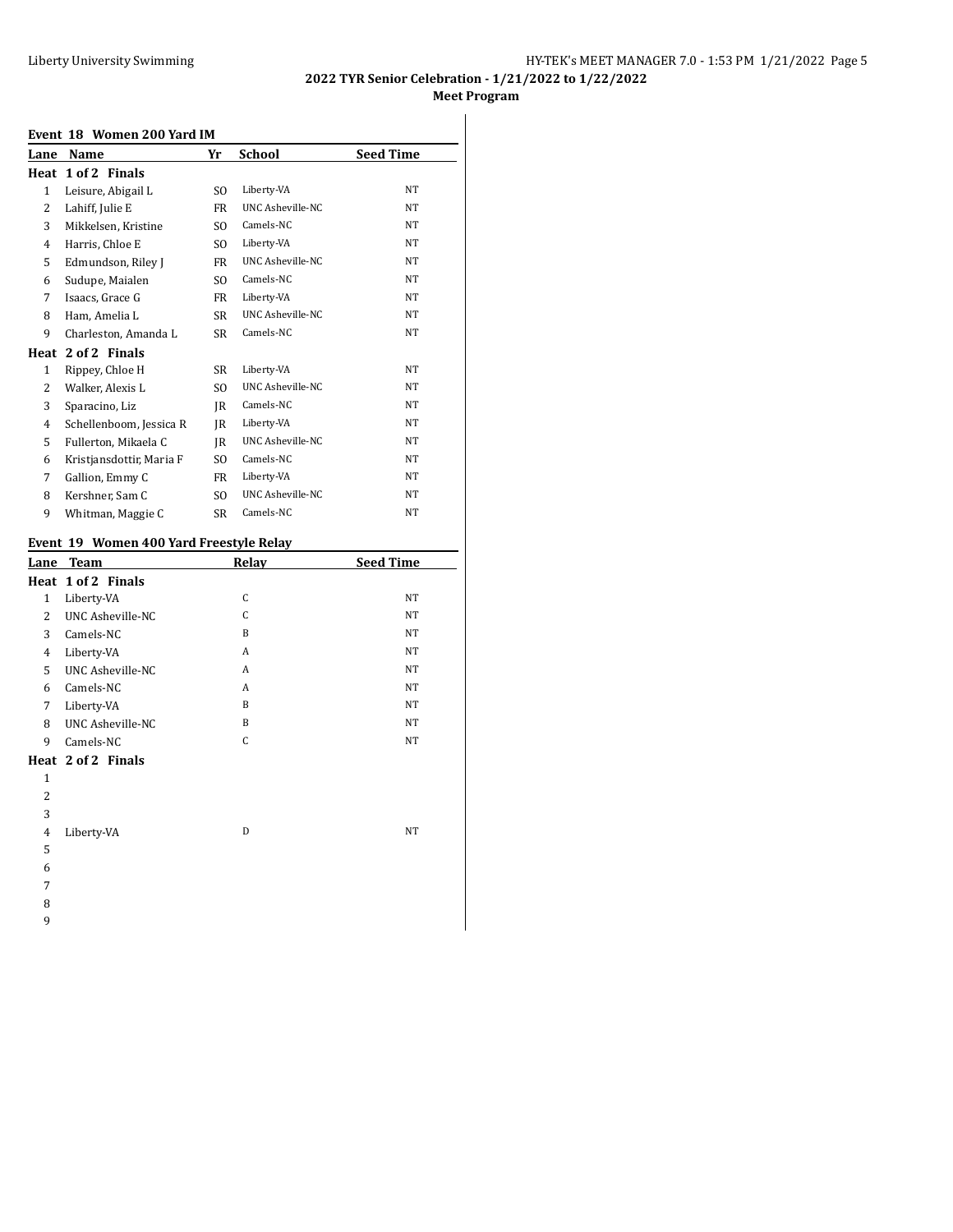### Event 18 Women 200 Yard IM

| Lane | Name | Yr | School | Seed Time |
|---|---|---|---|---|
| **Heat 1 of 2 Finals** | | | | |
| 1 | Leisure, Abigail L | SO | Liberty-VA | NT |
| 2 | Lahiff, Julie E | FR | UNC Asheville-NC | NT |
| 3 | Mikkelsen, Kristine | SO | Camels-NC | NT |
| 4 | Harris, Chloe E | SO | Liberty-VA | NT |
| 5 | Edmundson, Riley J | FR | UNC Asheville-NC | NT |
| 6 | Sudupe, Maialen | SO | Camels-NC | NT |
| 7 | Isaacs, Grace G | FR | Liberty-VA | NT |
| 8 | Ham, Amelia L | SR | UNC Asheville-NC | NT |
| 9 | Charleston, Amanda L | SR | Camels-NC | NT |
| **Heat 2 of 2 Finals** | | | | |
| 1 | Rippey, Chloe H | SR | Liberty-VA | NT |
| 2 | Walker, Alexis L | SO | UNC Asheville-NC | NT |
| 3 | Sparacino, Liz | JR | Camels-NC | NT |
| 4 | Schellenboom, Jessica R | JR | Liberty-VA | NT |
| 5 | Fullerton, Mikaela C | JR | UNC Asheville-NC | NT |
| 6 | Kristjansdottir, Maria F | SO | Camels-NC | NT |
| 7 | Gallion, Emmy C | FR | Liberty-VA | NT |
| 8 | Kershner, Sam C | SO | UNC Asheville-NC | NT |
| 9 | Whitman, Maggie C | SR | Camels-NC | NT |

### Event 19 Women 400 Yard Freestyle Relay

| Lane | Team | Relay | Seed Time |
|---|---|---|---|
| **Heat 1 of 2 Finals** | | | |
| 1 | Liberty-VA | C | NT |
| 2 | UNC Asheville-NC | C | NT |
| 3 | Camels-NC | B | NT |
| 4 | Liberty-VA | A | NT |
| 5 | UNC Asheville-NC | A | NT |
| 6 | Camels-NC | A | NT |
| 7 | Liberty-VA | B | NT |
| 8 | UNC Asheville-NC | B | NT |
| 9 | Camels-NC | C | NT |
| **Heat 2 of 2 Finals** | | | |
| 1 | | | |
| 2 | | | |
| 3 | | | |
| 4 | Liberty-VA | D | NT |
| 5 | | | |
| 6 | | | |
| 7 | | | |
| 8 | | | |
| 9 | | | |